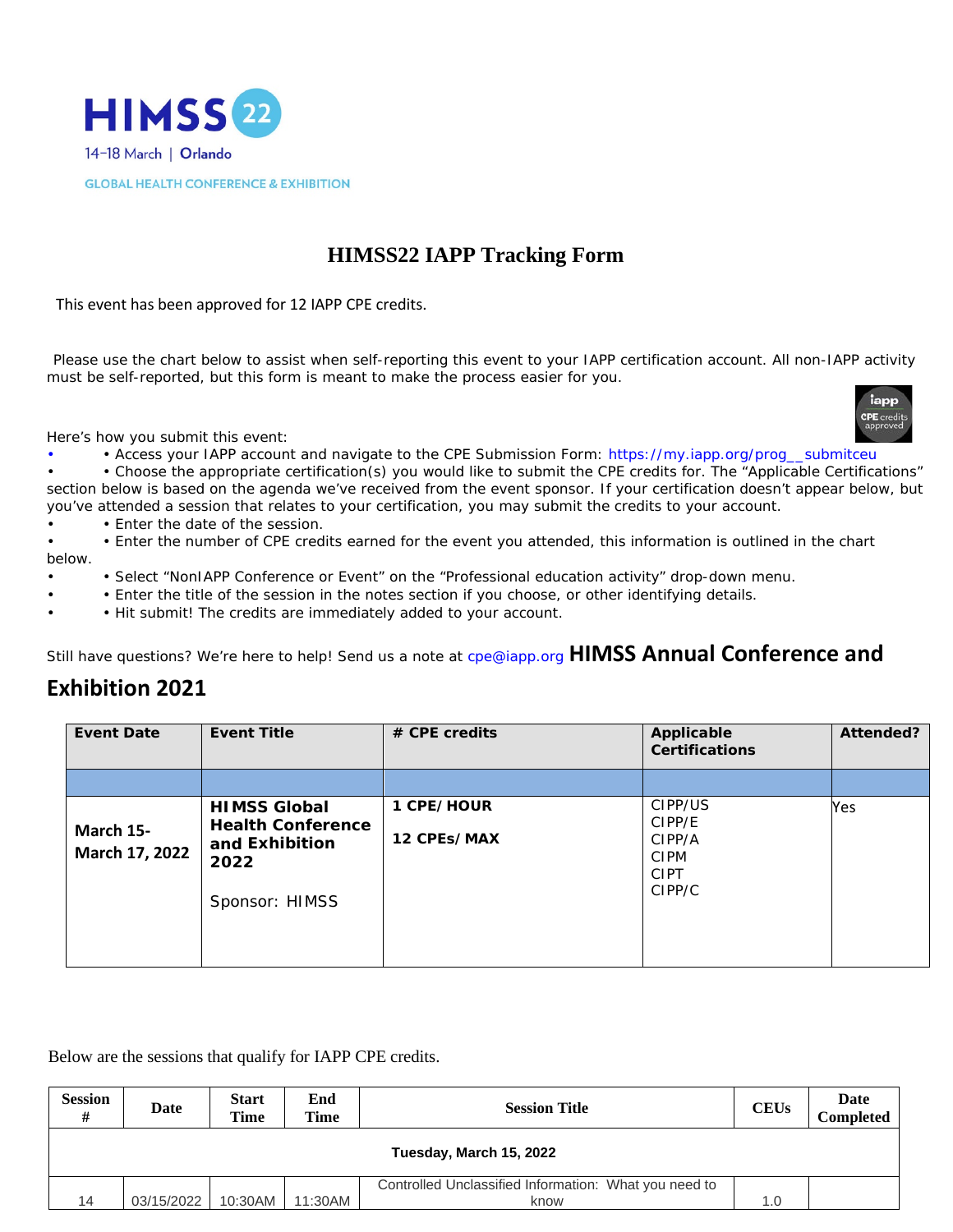HIMSS 22

14–18 March | Orlando

GLOBAL HEALTH CONFERENCE & EXHIBITION

# HIMSS22 IAPP Tracking Form

This event has been approved for 12 IAPP CPE credits.

Please use the chart below to assist when self-reporting this event to your IAPP certification account. All non-IAPP activity must be self-reported, but this form is meant to make the process easier for you.

Here's how you submit this event:

- • Access your IAPP account and navigate to the CPE Submission Form: https://my.iapp.org/prog__submitceu
- • Choose the appropriate certification(s) you would like to submit the CPE credits for. The "Applicable Certifications" section below is based on the agenda we've received from the event sponsor. If your certification doesn't appear below, but you've attended a session that relates to your certification, you may submit the credits to your account.
- • Enter the date of the session.
- • Enter the number of CPE credits earned for the event you attended, this information is outlined in the chart below.
- • Select "NonIAPP Conference or Event" on the "Professional education activity" drop-down menu.
- • Enter the title of the session in the notes section if you choose, or other identifying details.
- • Hit submit! The credits are immediately added to your account.

Still have questions? We're here to help! Send us a note at cpe@iapp.org

## HIMSS Annual Conference and Exhibition 2021

| Event Date | Event Title | # CPE credits | Applicable Certifications | Attended? |
|---|---|---|---|---|
| | | | | |
| March 15-March 17, 2022 | **HIMSS Global Health Conference and Exhibition 2022**<br><br>Sponsor: HIMSS | **1 CPE/HOUR**<br><br>**12 CPEs/MAX** | CIPP/US<br>CIPP/E<br>CIPP/A<br>CIPM<br>CIPT<br>CIPP/C | Yes |

Below are the sessions that qualify for IAPP CPE credits.

| Session # | Date | Start Time | End Time | Session Title | CEUs | Date Completed |
|---|---|---|---|---|---|---|
| | | | | **Tuesday, March 15, 2022** | | |
| 14 | 03/15/2022 | 10:30AM | 11:30AM | Controlled Unclassified Information: What you need to know | 1.0 | |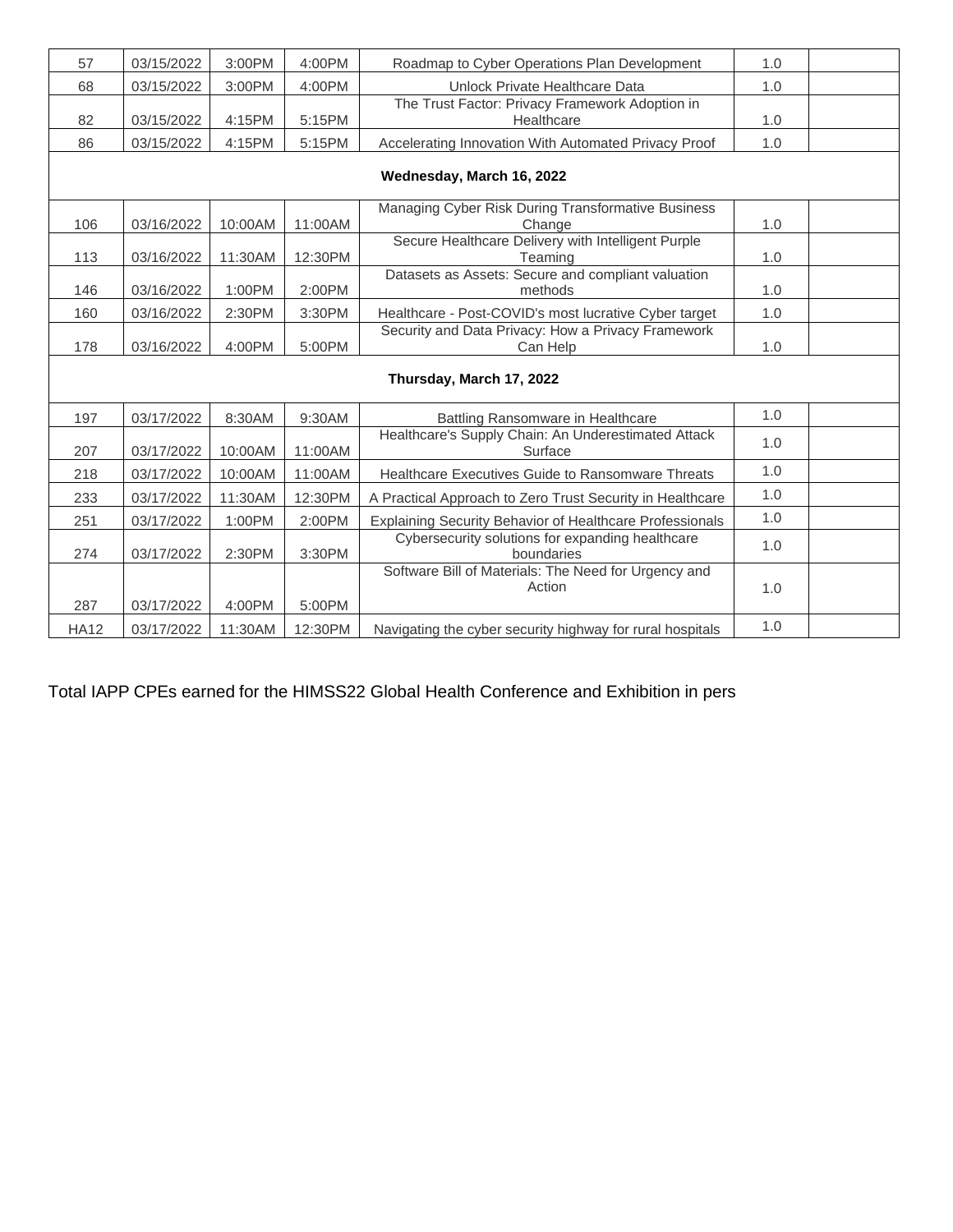| | | | | | | |
|---|---|---|---|---|---|---|
| 57 | 03/15/2022 | 3:00PM | 4:00PM | Roadmap to Cyber Operations Plan Development | 1.0 | |
| 68 | 03/15/2022 | 3:00PM | 4:00PM | Unlock Private Healthcare Data | 1.0 | |
| 82 | 03/15/2022 | 4:15PM | 5:15PM | The Trust Factor: Privacy Framework Adoption in Healthcare | 1.0 | |
| 86 | 03/15/2022 | 4:15PM | 5:15PM | Accelerating Innovation With Automated Privacy Proof | 1.0 | |
| **Wednesday, March 16, 2022** | | | | | | |
| 106 | 03/16/2022 | 10:00AM | 11:00AM | Managing Cyber Risk During Transformative Business Change | 1.0 | |
| 113 | 03/16/2022 | 11:30AM | 12:30PM | Secure Healthcare Delivery with Intelligent Purple Teaming | 1.0 | |
| 146 | 03/16/2022 | 1:00PM | 2:00PM | Datasets as Assets: Secure and compliant valuation methods | 1.0 | |
| 160 | 03/16/2022 | 2:30PM | 3:30PM | Healthcare - Post-COVID's most lucrative Cyber target | 1.0 | |
| 178 | 03/16/2022 | 4:00PM | 5:00PM | Security and Data Privacy: How a Privacy Framework Can Help | 1.0 | |
| **Thursday, March 17, 2022** | | | | | | |
| 197 | 03/17/2022 | 8:30AM | 9:30AM | Battling Ransomware in Healthcare | 1.0 | |
| 207 | 03/17/2022 | 10:00AM | 11:00AM | Healthcare's Supply Chain: An Underestimated Attack Surface | 1.0 | |
| 218 | 03/17/2022 | 10:00AM | 11:00AM | Healthcare Executives Guide to Ransomware Threats | 1.0 | |
| 233 | 03/17/2022 | 11:30AM | 12:30PM | A Practical Approach to Zero Trust Security in Healthcare | 1.0 | |
| 251 | 03/17/2022 | 1:00PM | 2:00PM | Explaining Security Behavior of Healthcare Professionals | 1.0 | |
| 274 | 03/17/2022 | 2:30PM | 3:30PM | Cybersecurity solutions for expanding healthcare boundaries | 1.0 | |
| 287 | 03/17/2022 | 4:00PM | 5:00PM | Software Bill of Materials: The Need for Urgency and Action | 1.0 | |
| HA12 | 03/17/2022 | 11:30AM | 12:30PM | Navigating the cyber security highway for rural hospitals | 1.0 | |

Total IAPP CPEs earned for the HIMSS22 Global Health Conference and Exhibition in pers